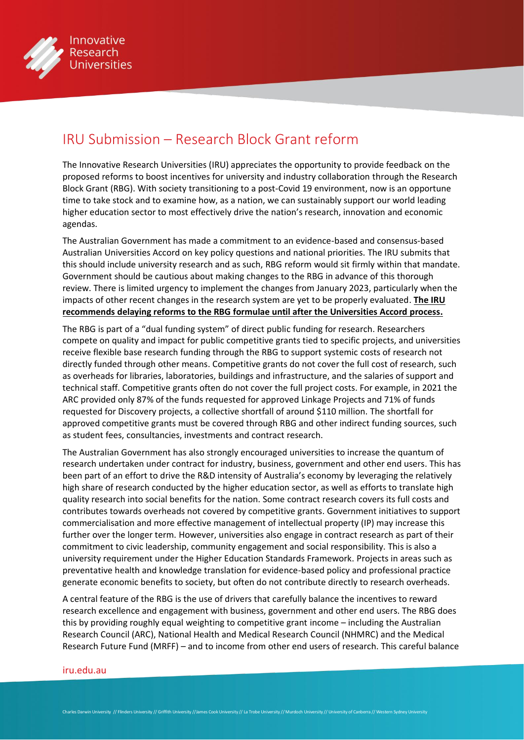# IRU Submission – Research Block Grant reform

The Innovative Research Universities (IRU) appreciates the opportunity to provide feedback on the proposed reforms to boost incentives for university and industry collaboration through the Research Block Grant (RBG). With society transitioning to a post-Covid 19 environment, now is an opportune time to take stock and to examine how, as a nation, we can sustainably support our world leading higher education sector to most effectively drive the nation's research, innovation and economic agendas.

The Australian Government has made a commitment to an evidence-based and consensus-based Australian Universities Accord on key policy questions and national priorities. The IRU submits that this should include university research and as such, RBG reform would sit firmly within that mandate. Government should be cautious about making changes to the RBG in advance of this thorough review. There is limited urgency to implement the changes from January 2023, particularly when the impacts of other recent changes in the research system are yet to be properly evaluated. **The IRU recommends delaying reforms to the RBG formulae until after the Universities Accord process.**

The RBG is part of a "dual funding system" of direct public funding for research. Researchers compete on quality and impact for public competitive grants tied to specific projects, and universities receive flexible base research funding through the RBG to support systemic costs of research not directly funded through other means. Competitive grants do not cover the full cost of research, such as overheads for libraries, laboratories, buildings and infrastructure, and the salaries of support and technical staff. Competitive grants often do not cover the full project costs. For example, in 2021 the ARC provided only 87% of the funds requested for approved Linkage Projects and 71% of funds requested for Discovery projects, a collective shortfall of around $110 million. The shortfall for approved competitive grants must be covered through RBG and other indirect funding sources, such as student fees, consultancies, investments and contract research.

The Australian Government has also strongly encouraged universities to increase the quantum of research undertaken under contract for industry, business, government and other end users. This has been part of an effort to drive the R&D intensity of Australia's economy by leveraging the relatively high share of research conducted by the higher education sector, as well as efforts to translate high quality research into social benefits for the nation. Some contract research covers its full costs and contributes towards overheads not covered by competitive grants. Government initiatives to support commercialisation and more effective management of intellectual property (IP) may increase this further over the longer term. However, universities also engage in contract research as part of their commitment to civic leadership, community engagement and social responsibility. This is also a university requirement under the Higher Education Standards Framework. Projects in areas such as preventative health and knowledge translation for evidence-based policy and professional practice generate economic benefits to society, but often do not contribute directly to research overheads.

A central feature of the RBG is the use of drivers that carefully balance the incentives to reward research excellence and engagement with business, government and other end users. The RBG does this by providing roughly equal weighting to competitive grant income – including the Australian Research Council (ARC), National Health and Medical Research Council (NHMRC) and the Medical Research Future Fund (MRFF) – and to income from other end users of research. This careful balance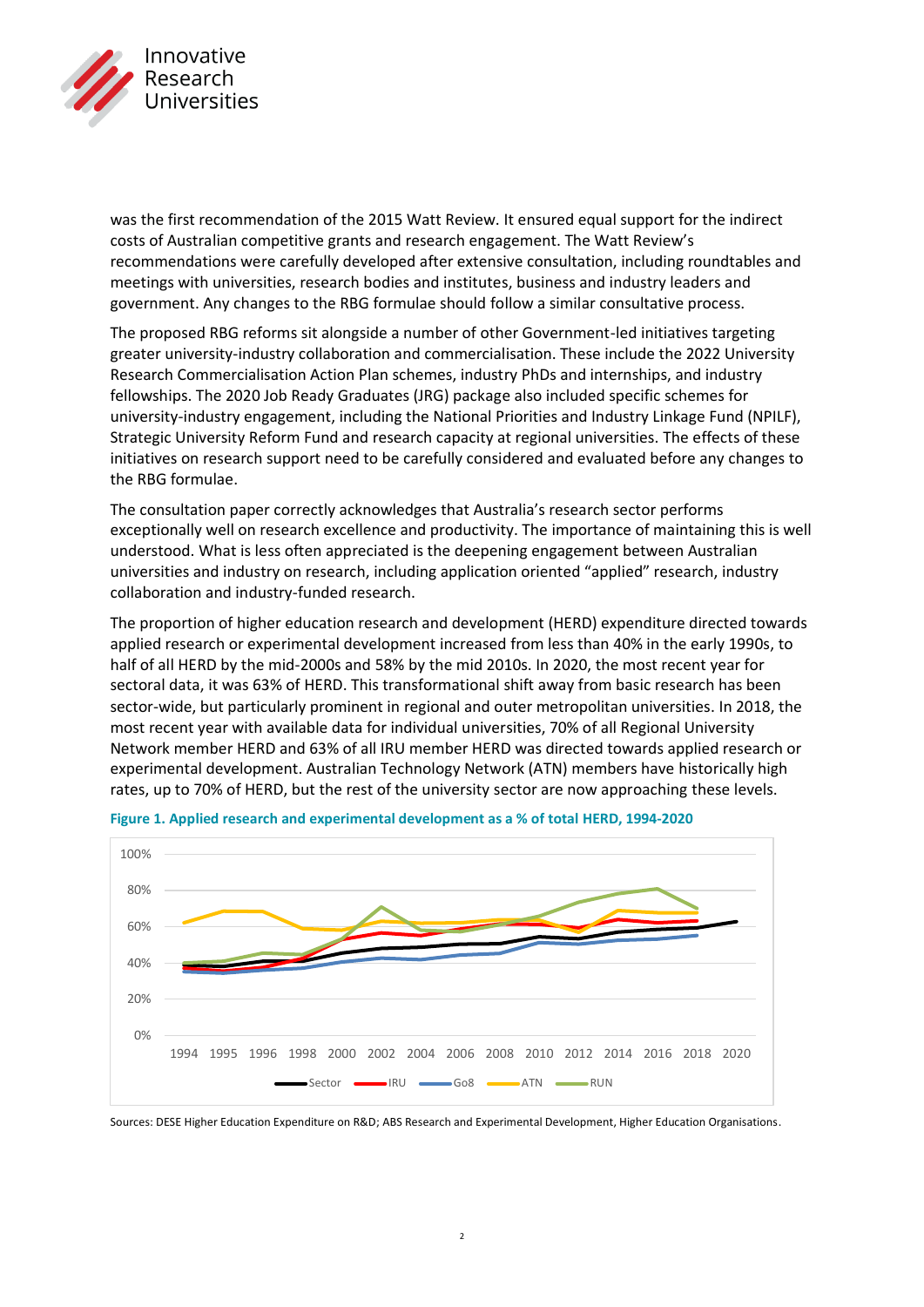was the first recommendation of the 2015 Watt Review. It ensured equal support for the indirect costs of Australian competitive grants and research engagement. The Watt Review's recommendations were carefully developed after extensive consultation, including roundtables and meetings with universities, research bodies and institutes, business and industry leaders and government. Any changes to the RBG formulae should follow a similar consultative process.

The proposed RBG reforms sit alongside a number of other Government-led initiatives targeting greater university-industry collaboration and commercialisation. These include the 2022 University Research Commercialisation Action Plan schemes, industry PhDs and internships, and industry fellowships. The 2020 Job Ready Graduates (JRG) package also included specific schemes for university-industry engagement, including the National Priorities and Industry Linkage Fund (NPILF), Strategic University Reform Fund and research capacity at regional universities. The effects of these initiatives on research support need to be carefully considered and evaluated before any changes to the RBG formulae.

The consultation paper correctly acknowledges that Australia's research sector performs exceptionally well on research excellence and productivity. The importance of maintaining this is well understood. What is less often appreciated is the deepening engagement between Australian universities and industry on research, including application oriented "applied" research, industry collaboration and industry-funded research.

The proportion of higher education research and development (HERD) expenditure directed towards applied research or experimental development increased from less than 40% in the early 1990s, to half of all HERD by the mid-2000s and 58% by the mid 2010s. In 2020, the most recent year for sectoral data, it was 63% of HERD. This transformational shift away from basic research has been sector-wide, but particularly prominent in regional and outer metropolitan universities. In 2018, the most recent year with available data for individual universities, 70% of all Regional University Network member HERD and 63% of all IRU member HERD was directed towards applied research or experimental development. Australian Technology Network (ATN) members have historically high rates, up to 70% of HERD, but the rest of the university sector are now approaching these levels.

**Figure 1. Applied research and experimental development as a % of total HERD, 1994-2020**

Sources: DESE Higher Education Expenditure on R&D; ABS Research and Experimental Development, Higher Education Organisations.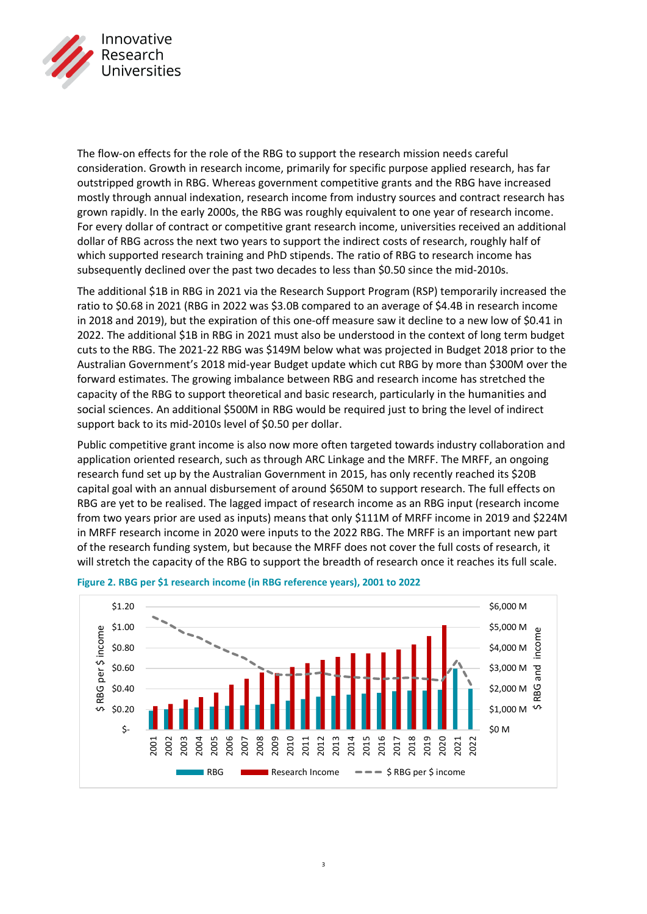The flow-on effects for the role of the RBG to support the research mission needs careful consideration. Growth in research income, primarily for specific purpose applied research, has far outstripped growth in RBG. Whereas government competitive grants and the RBG have increased mostly through annual indexation, research income from industry sources and contract research has grown rapidly. In the early 2000s, the RBG was roughly equivalent to one year of research income. For every dollar of contract or competitive grant research income, universities received an additional dollar of RBG across the next two years to support the indirect costs of research, roughly half of which supported research training and PhD stipends. The ratio of RBG to research income has subsequently declined over the past two decades to less than $0.50 since the mid-2010s.

The additional $1B in RBG in 2021 via the Research Support Program (RSP) temporarily increased the ratio to $0.68 in 2021 (RBG in 2022 was $3.0B compared to an average of $4.4B in research income in 2018 and 2019), but the expiration of this one-off measure saw it decline to a new low of $0.41 in 2022. The additional $1B in RBG in 2021 must also be understood in the context of long term budget cuts to the RBG. The 2021-22 RBG was $149M below what was projected in Budget 2018 prior to the Australian Government's 2018 mid-year Budget update which cut RBG by more than $300M over the forward estimates. The growing imbalance between RBG and research income has stretched the capacity of the RBG to support theoretical and basic research, particularly in the humanities and social sciences. An additional $500M in RBG would be required just to bring the level of indirect support back to its mid-2010s level of $0.50 per dollar.

Public competitive grant income is also now more often targeted towards industry collaboration and application oriented research, such as through ARC Linkage and the MRFF. The MRFF, an ongoing research fund set up by the Australian Government in 2015, has only recently reached its $20B capital goal with an annual disbursement of around $650M to support research. The full effects on RBG are yet to be realised. The lagged impact of research income as an RBG input (research income from two years prior are used as inputs) means that only $111M of MRFF income in 2019 and $224M in MRFF research income in 2020 were inputs to the 2022 RBG. The MRFF is an important new part of the research funding system, but because the MRFF does not cover the full costs of research, it will stretch the capacity of the RBG to support the breadth of research once it reaches its full scale.

**Figure 2. RBG per $1 research income (in RBG reference years), 2001 to 2022**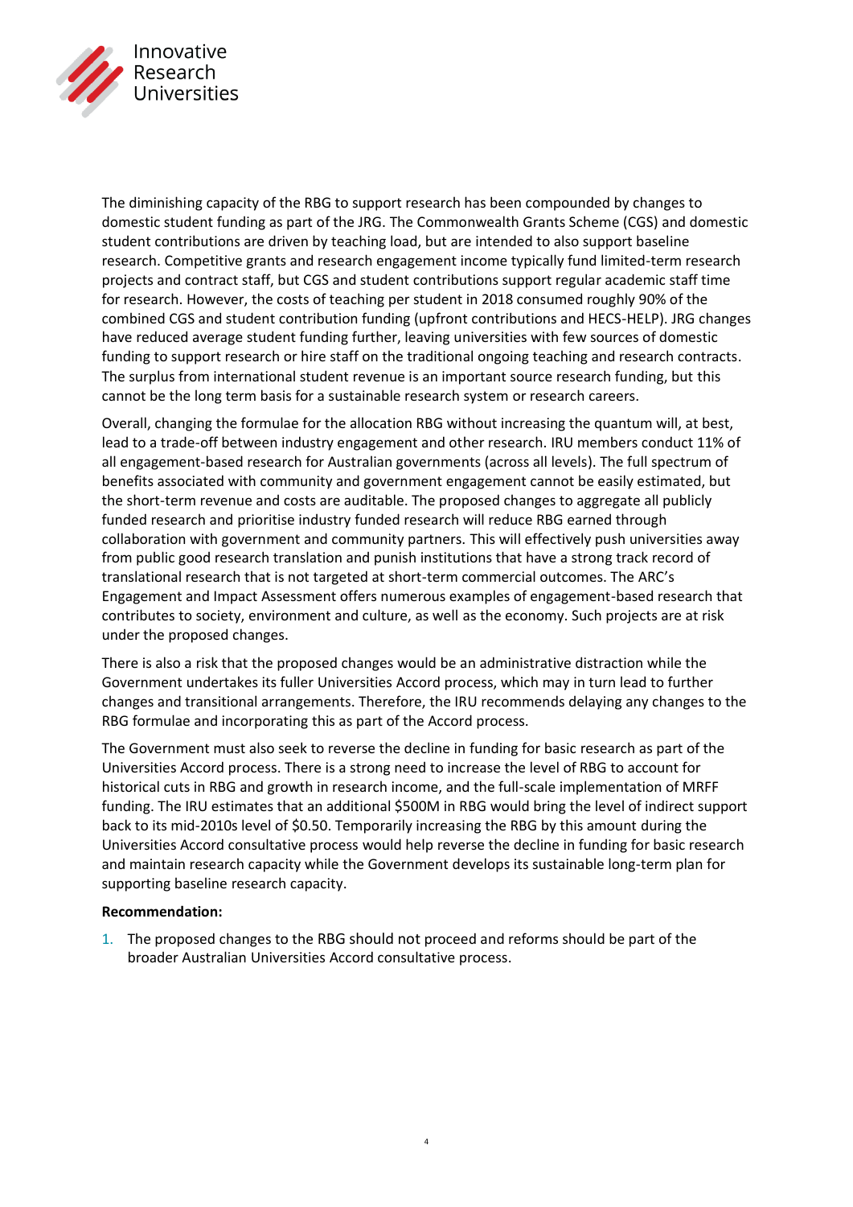The diminishing capacity of the RBG to support research has been compounded by changes to domestic student funding as part of the JRG. The Commonwealth Grants Scheme (CGS) and domestic student contributions are driven by teaching load, but are intended to also support baseline research. Competitive grants and research engagement income typically fund limited-term research projects and contract staff, but CGS and student contributions support regular academic staff time for research. However, the costs of teaching per student in 2018 consumed roughly 90% of the combined CGS and student contribution funding (upfront contributions and HECS-HELP). JRG changes have reduced average student funding further, leaving universities with few sources of domestic funding to support research or hire staff on the traditional ongoing teaching and research contracts. The surplus from international student revenue is an important source research funding, but this cannot be the long term basis for a sustainable research system or research careers.

Overall, changing the formulae for the allocation RBG without increasing the quantum will, at best, lead to a trade-off between industry engagement and other research. IRU members conduct 11% of all engagement-based research for Australian governments (across all levels). The full spectrum of benefits associated with community and government engagement cannot be easily estimated, but the short-term revenue and costs are auditable. The proposed changes to aggregate all publicly funded research and prioritise industry funded research will reduce RBG earned through collaboration with government and community partners. This will effectively push universities away from public good research translation and punish institutions that have a strong track record of translational research that is not targeted at short-term commercial outcomes. The ARC's Engagement and Impact Assessment offers numerous examples of engagement-based research that contributes to society, environment and culture, as well as the economy. Such projects are at risk under the proposed changes.

There is also a risk that the proposed changes would be an administrative distraction while the Government undertakes its fuller Universities Accord process, which may in turn lead to further changes and transitional arrangements. Therefore, the IRU recommends delaying any changes to the RBG formulae and incorporating this as part of the Accord process.

The Government must also seek to reverse the decline in funding for basic research as part of the Universities Accord process. There is a strong need to increase the level of RBG to account for historical cuts in RBG and growth in research income, and the full-scale implementation of MRFF funding. The IRU estimates that an additional $500M in RBG would bring the level of indirect support back to its mid-2010s level of $0.50. Temporarily increasing the RBG by this amount during the Universities Accord consultative process would help reverse the decline in funding for basic research and maintain research capacity while the Government develops its sustainable long-term plan for supporting baseline research capacity.

**Recommendation:**

1. The proposed changes to the RBG should not proceed and reforms should be part of the broader Australian Universities Accord consultative process.